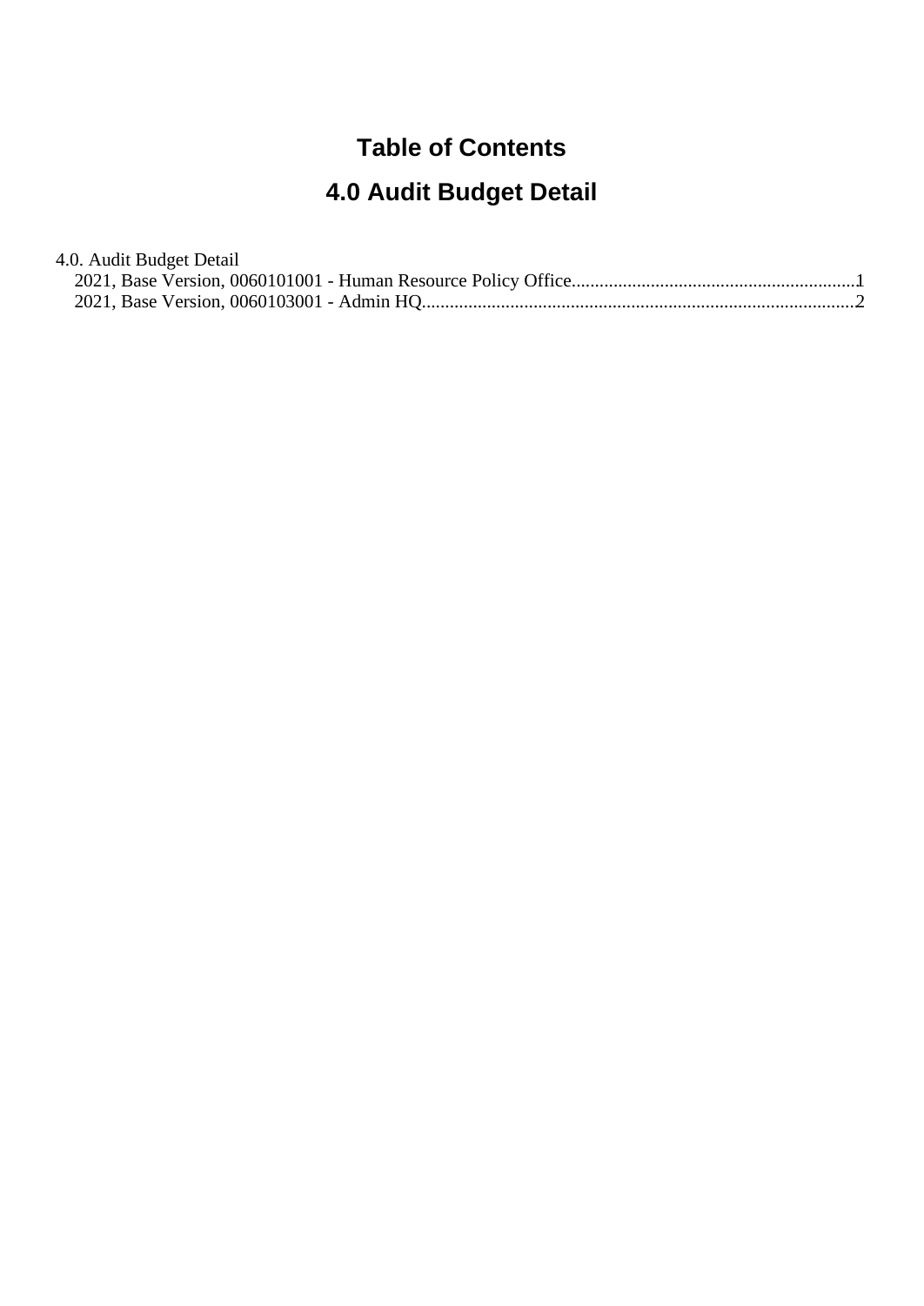# Table of Contents

## 4.0 Audit Budget Detail

4.0. Audit Budget Detail

- 2021, Base Version, 0060101001 - Human Resource Policy Office.............................................................1
- 2021, Base Version, 0060103001 - Admin HQ............................................................................................2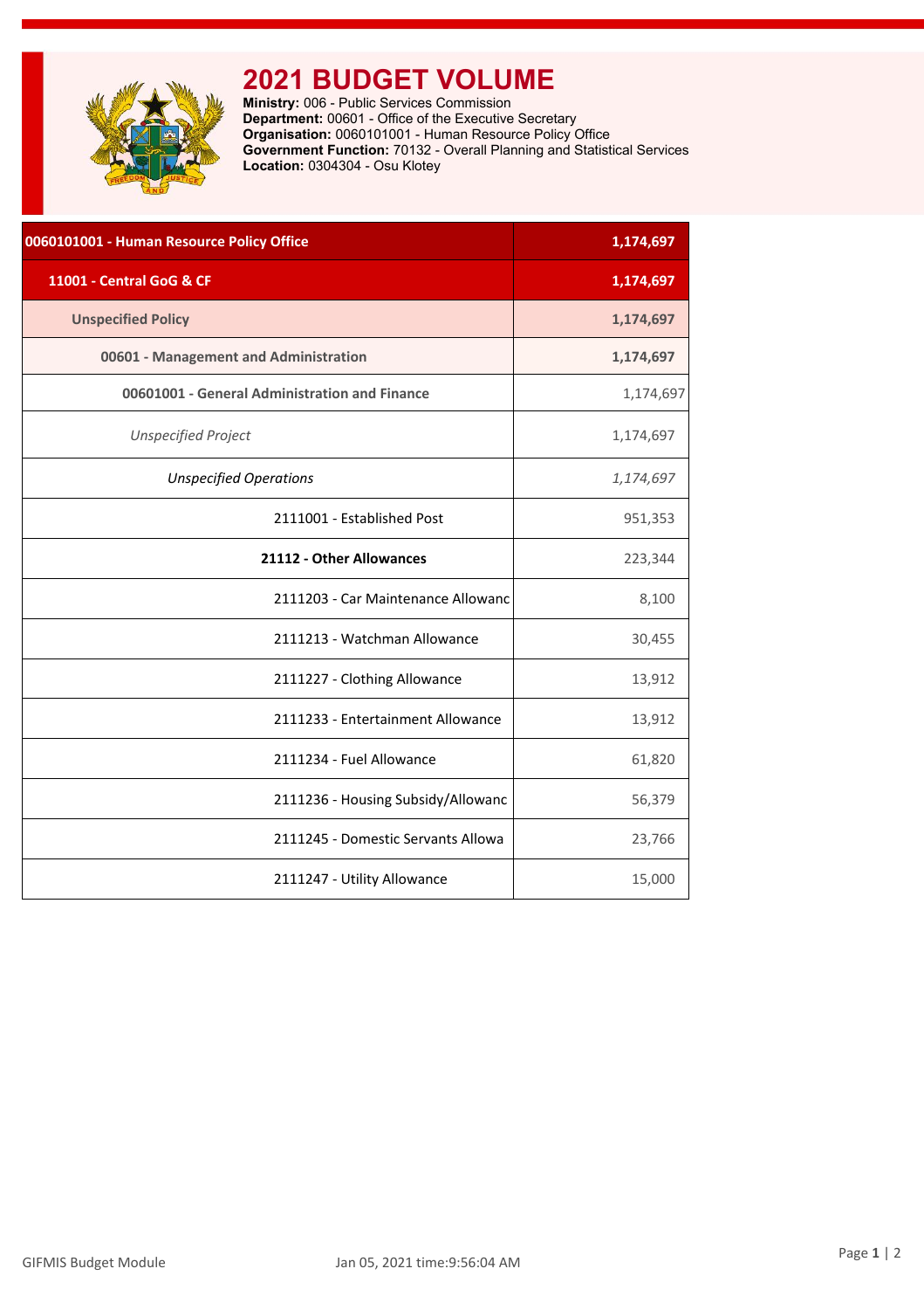# 2021 BUDGET VOLUME

**Ministry:** 006 - Public Services Commission
**Department:** 00601 - Office of the Executive Secretary
**Organisation:** 0060101001 - Human Resource Policy Office
**Government Function:** 70132 - Overall Planning and Statistical Services
**Location:** 0304304 - Osu Klotey

| | |
|---|---|
| **0060101001 - Human Resource Policy Office** | **1,174,697** |
| **11001 - Central GoG & CF** | **1,174,697** |
| **Unspecified Policy** | **1,174,697** |
| **00601 - Management and Administration** | **1,174,697** |
| **00601001 - General Administration and Finance** | 1,174,697 |
| *Unspecified Project* | 1,174,697 |
| *Unspecified Operations* | *1,174,697* |
| 2111001 - Established Post | 951,353 |
| **21112 - Other Allowances** | 223,344 |
| 2111203 - Car Maintenance Allowanc | 8,100 |
| 2111213 - Watchman Allowance | 30,455 |
| 2111227 - Clothing Allowance | 13,912 |
| 2111233 - Entertainment Allowance | 13,912 |
| 2111234 - Fuel Allowance | 61,820 |
| 2111236 - Housing Subsidy/Allowanc | 56,379 |
| 2111245 - Domestic Servants Allowa | 23,766 |
| 2111247 - Utility Allowance | 15,000 |

GIFMIS Budget Module Jan 05, 2021 time:9:56:04 AM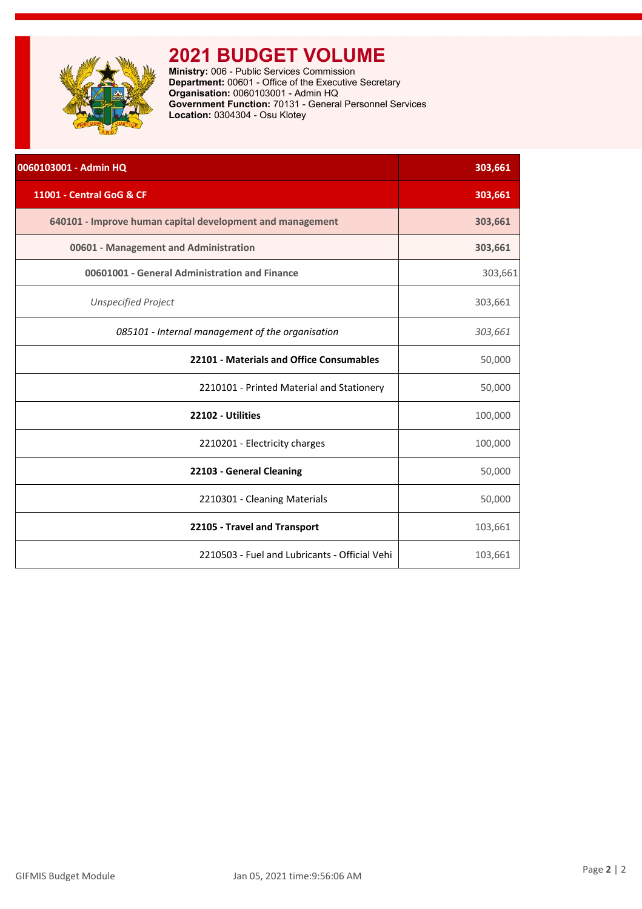# 2021 BUDGET VOLUME

**Ministry:** 006 - Public Services Commission
**Department:** 00601 - Office of the Executive Secretary
**Organisation:** 0060103001 - Admin HQ
**Government Function:** 70131 - General Personnel Services
**Location:** 0304304 - Osu Klotey

| | |
|---|---|
| **0060103001 - Admin HQ** | **303,661** |
| **11001 - Central GoG & CF** | **303,661** |
| **640101 - Improve human capital development and management** | **303,661** |
| **00601 - Management and Administration** | **303,661** |
| **00601001 - General Administration and Finance** | 303,661 |
| *Unspecified Project* | 303,661 |
| *085101 - Internal management of the organisation* | *303,661* |
| **22101 - Materials and Office Consumables** | 50,000 |
| 2210101 - Printed Material and Stationery | 50,000 |
| **22102 - Utilities** | 100,000 |
| 2210201 - Electricity charges | 100,000 |
| **22103 - General Cleaning** | 50,000 |
| 2210301 - Cleaning Materials | 50,000 |
| **22105 - Travel and Transport** | 103,661 |
| 2210503 - Fuel and Lubricants - Official Vehi | 103,661 |

GIFMIS Budget Module Jan 05, 2021 time:9:56:06 AM